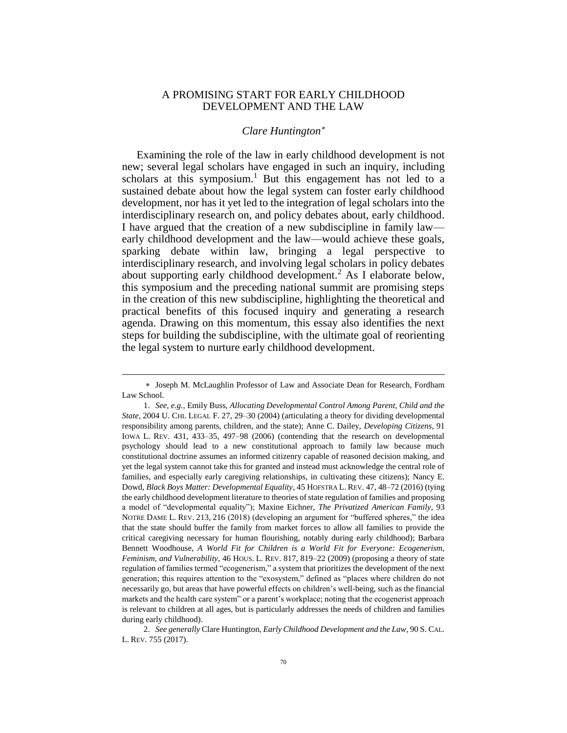# A PROMISING START FOR EARLY CHILDHOOD DEVELOPMENT AND THE LAW

*Clare Huntington*[*]

Examining the role of the law in early childhood development is not new; several legal scholars have engaged in such an inquiry, including scholars at this symposium.[1] But this engagement has not led to a sustained debate about how the legal system can foster early childhood development, nor has it yet led to the integration of legal scholars into the interdisciplinary research on, and policy debates about, early childhood. I have argued that the creation of a new subdiscipline in family law—early childhood development and the law—would achieve these goals, sparking debate within law, bringing a legal perspective to interdisciplinary research, and involving legal scholars in policy debates about supporting early childhood development.[2] As I elaborate below, this symposium and the preceding national summit are promising steps in the creation of this new subdiscipline, highlighting the theoretical and practical benefits of this focused inquiry and generating a research agenda. Drawing on this momentum, this essay also identifies the next steps for building the subdiscipline, with the ultimate goal of reorienting the legal system to nurture early childhood development.

---

[*] Joseph M. McLaughlin Professor of Law and Associate Dean for Research, Fordham Law School.

1. *See, e.g.*, Emily Buss, *Allocating Developmental Control Among Parent, Child and the State*, 2004 U. CHI. LEGAL F. 27, 29–30 (2004) (articulating a theory for dividing developmental responsibility among parents, children, and the state); Anne C. Dailey, *Developing Citizens*, 91 IOWA L. REV. 431, 433–35, 497–98 (2006) (contending that the research on developmental psychology should lead to a new constitutional approach to family law because much constitutional doctrine assumes an informed citizenry capable of reasoned decision making, and yet the legal system cannot take this for granted and instead must acknowledge the central role of families, and especially early caregiving relationships, in cultivating these citizens); Nancy E. Dowd, *Black Boys Matter: Developmental Equality*, 45 HOFSTRA L. REV. 47, 48–72 (2016) (tying the early childhood development literature to theories of state regulation of families and proposing a model of "developmental equality"); Maxine Eichner, *The Privatized American Family*, 93 NOTRE DAME L. REV. 213, 216 (2018) (developing an argument for "buffered spheres," the idea that the state should buffer the family from market forces to allow all families to provide the critical caregiving necessary for human flourishing, notably during early childhood); Barbara Bennett Woodhouse, *A World Fit for Children is a World Fit for Everyone: Ecogenerism, Feminism, and Vulnerability*, 46 HOUS. L. REV. 817, 819–22 (2009) (proposing a theory of state regulation of families termed "ecogenerism," a system that prioritizes the development of the next generation; this requires attention to the "exosystem," defined as "places where children do not necessarily go, but areas that have powerful effects on children's well-being, such as the financial markets and the health care system" or a parent's workplace; noting that the ecogenerist approach is relevant to children at all ages, but is particularly addresses the needs of children and families during early childhood).

2. *See generally* Clare Huntington, *Early Childhood Development and the Law*, 90 S. CAL. L. REV. 755 (2017).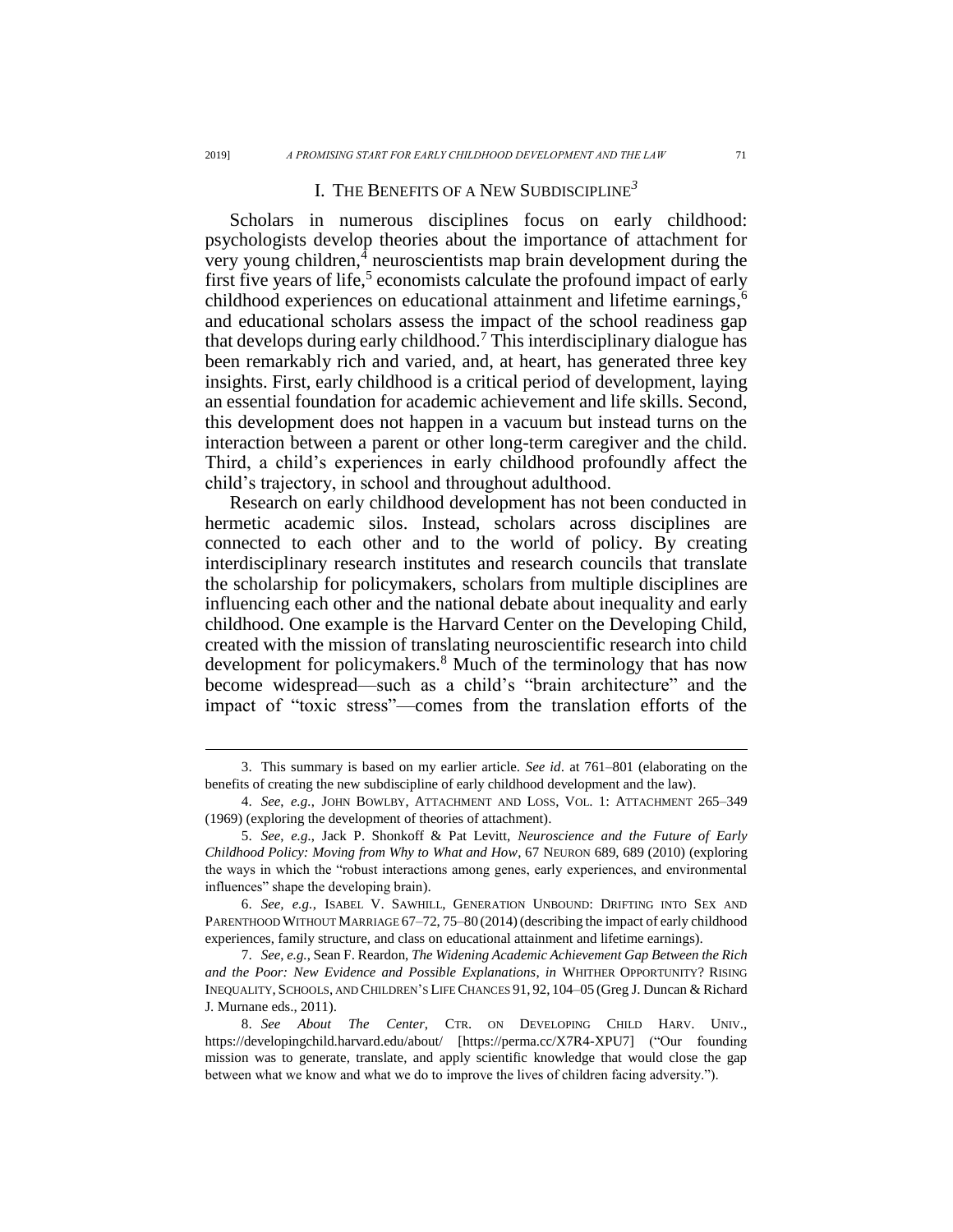## I. The Benefits of a New Subdiscipline[3]

Scholars in numerous disciplines focus on early childhood: psychologists develop theories about the importance of attachment for very young children,[4] neuroscientists map brain development during the first five years of life,[5] economists calculate the profound impact of early childhood experiences on educational attainment and lifetime earnings,[6] and educational scholars assess the impact of the school readiness gap that develops during early childhood.[7] This interdisciplinary dialogue has been remarkably rich and varied, and, at heart, has generated three key insights. First, early childhood is a critical period of development, laying an essential foundation for academic achievement and life skills. Second, this development does not happen in a vacuum but instead turns on the interaction between a parent or other long-term caregiver and the child. Third, a child's experiences in early childhood profoundly affect the child's trajectory, in school and throughout adulthood.

Research on early childhood development has not been conducted in hermetic academic silos. Instead, scholars across disciplines are connected to each other and to the world of policy. By creating interdisciplinary research institutes and research councils that translate the scholarship for policymakers, scholars from multiple disciplines are influencing each other and the national debate about inequality and early childhood. One example is the Harvard Center on the Developing Child, created with the mission of translating neuroscientific research into child development for policymakers.[8] Much of the terminology that has now become widespread—such as a child's "brain architecture" and the impact of "toxic stress"—comes from the translation efforts of the

---

3. This summary is based on my earlier article. *See id*. at 761–801 (elaborating on the benefits of creating the new subdiscipline of early childhood development and the law).

4. *See, e.g.*, JOHN BOWLBY, ATTACHMENT AND LOSS, VOL. 1: ATTACHMENT 265–349 (1969) (exploring the development of theories of attachment).

5. *See, e.g.*, Jack P. Shonkoff & Pat Levitt, *Neuroscience and the Future of Early Childhood Policy: Moving from Why to What and How*, 67 NEURON 689, 689 (2010) (exploring the ways in which the "robust interactions among genes, early experiences, and environmental influences" shape the developing brain).

6. *See, e.g.*, ISABEL V. SAWHILL, GENERATION UNBOUND: DRIFTING INTO SEX AND PARENTHOOD WITHOUT MARRIAGE 67–72, 75–80 (2014) (describing the impact of early childhood experiences, family structure, and class on educational attainment and lifetime earnings).

7. *See, e.g.*, Sean F. Reardon, *The Widening Academic Achievement Gap Between the Rich and the Poor: New Evidence and Possible Explanations*, *in* WHITHER OPPORTUNITY? RISING INEQUALITY, SCHOOLS, AND CHILDREN'S LIFE CHANCES 91, 92, 104–05 (Greg J. Duncan & Richard J. Murnane eds., 2011).

8. *See About The Center*, CTR. ON DEVELOPING CHILD HARV. UNIV., https://developingchild.harvard.edu/about/ [https://perma.cc/X7R4-XPU7] ("Our founding mission was to generate, translate, and apply scientific knowledge that would close the gap between what we know and what we do to improve the lives of children facing adversity.").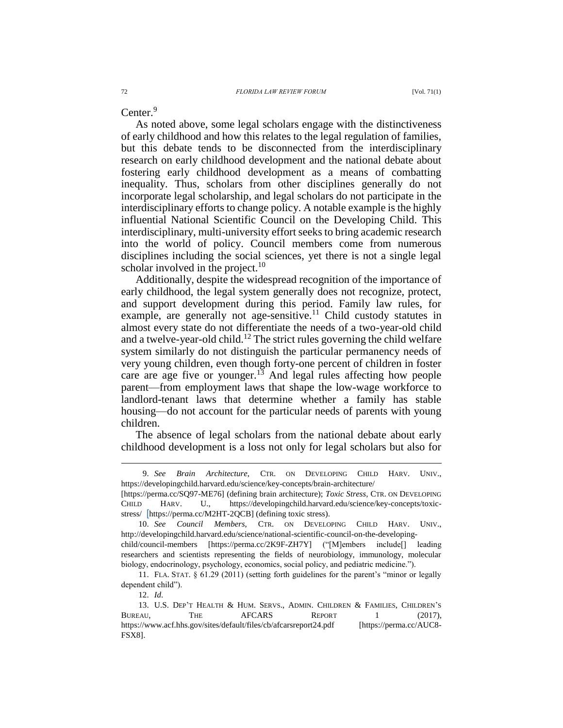Center.[9]

As noted above, some legal scholars engage with the distinctiveness of early childhood and how this relates to the legal regulation of families, but this debate tends to be disconnected from the interdisciplinary research on early childhood development and the national debate about fostering early childhood development as a means of combatting inequality. Thus, scholars from other disciplines generally do not incorporate legal scholarship, and legal scholars do not participate in the interdisciplinary efforts to change policy. A notable example is the highly influential National Scientific Council on the Developing Child. This interdisciplinary, multi-university effort seeks to bring academic research into the world of policy. Council members come from numerous disciplines including the social sciences, yet there is not a single legal scholar involved in the project.[10]

Additionally, despite the widespread recognition of the importance of early childhood, the legal system generally does not recognize, protect, and support development during this period. Family law rules, for example, are generally not age-sensitive.[11] Child custody statutes in almost every state do not differentiate the needs of a two-year-old child and a twelve-year-old child.[12] The strict rules governing the child welfare system similarly do not distinguish the particular permanency needs of very young children, even though forty-one percent of children in foster care are age five or younger.[13] And legal rules affecting how people parent—from employment laws that shape the low-wage workforce to landlord-tenant laws that determine whether a family has stable housing—do not account for the particular needs of parents with young children.

The absence of legal scholars from the national debate about early childhood development is a loss not only for legal scholars but also for

---

9. *See Brain Architecture*, CTR. ON DEVELOPING CHILD HARV. UNIV., https://developingchild.harvard.edu/science/key-concepts/brain-architecture/ [https://perma.cc/SQ97-ME76] (defining brain architecture); *Toxic Stress*, CTR. ON DEVELOPING CHILD HARV. U., https://developingchild.harvard.edu/science/key-concepts/toxic-stress/ [https://perma.cc/M2HT-2QCB] (defining toxic stress).

10. *See Council Members*, CTR. ON DEVELOPING CHILD HARV. UNIV., http://developingchild.harvard.edu/science/national-scientific-council-on-the-developing-child/council-members [https://perma.cc/2K9F-ZH7Y] ("[M]embers include[] leading researchers and scientists representing the fields of neurobiology, immunology, molecular biology, endocrinology, psychology, economics, social policy, and pediatric medicine.").

11. FLA. STAT. § 61.29 (2011) (setting forth guidelines for the parent's "minor or legally dependent child").

12. *Id.*

13. U.S. DEP'T HEALTH & HUM. SERVS., ADMIN. CHILDREN & FAMILIES, CHILDREN'S BUREAU, THE AFCARS REPORT 1 (2017), https://www.acf.hhs.gov/sites/default/files/cb/afcarsreport24.pdf [https://perma.cc/AUC8-FSX8].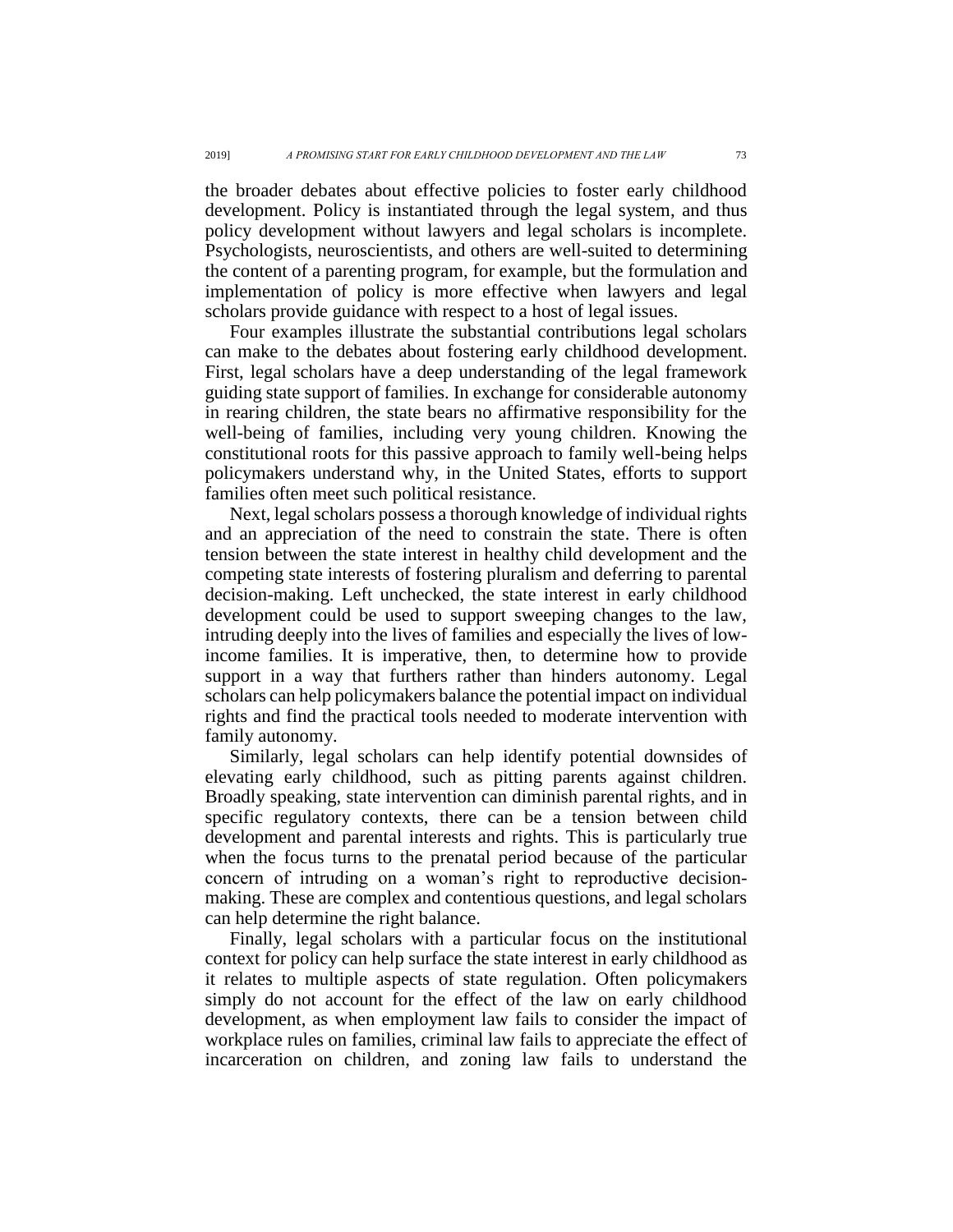the broader debates about effective policies to foster early childhood development. Policy is instantiated through the legal system, and thus policy development without lawyers and legal scholars is incomplete. Psychologists, neuroscientists, and others are well-suited to determining the content of a parenting program, for example, but the formulation and implementation of policy is more effective when lawyers and legal scholars provide guidance with respect to a host of legal issues.

Four examples illustrate the substantial contributions legal scholars can make to the debates about fostering early childhood development. First, legal scholars have a deep understanding of the legal framework guiding state support of families. In exchange for considerable autonomy in rearing children, the state bears no affirmative responsibility for the well-being of families, including very young children. Knowing the constitutional roots for this passive approach to family well-being helps policymakers understand why, in the United States, efforts to support families often meet such political resistance.

Next, legal scholars possess a thorough knowledge of individual rights and an appreciation of the need to constrain the state. There is often tension between the state interest in healthy child development and the competing state interests of fostering pluralism and deferring to parental decision-making. Left unchecked, the state interest in early childhood development could be used to support sweeping changes to the law, intruding deeply into the lives of families and especially the lives of low-income families. It is imperative, then, to determine how to provide support in a way that furthers rather than hinders autonomy. Legal scholars can help policymakers balance the potential impact on individual rights and find the practical tools needed to moderate intervention with family autonomy.

Similarly, legal scholars can help identify potential downsides of elevating early childhood, such as pitting parents against children. Broadly speaking, state intervention can diminish parental rights, and in specific regulatory contexts, there can be a tension between child development and parental interests and rights. This is particularly true when the focus turns to the prenatal period because of the particular concern of intruding on a woman's right to reproductive decision-making. These are complex and contentious questions, and legal scholars can help determine the right balance.

Finally, legal scholars with a particular focus on the institutional context for policy can help surface the state interest in early childhood as it relates to multiple aspects of state regulation. Often policymakers simply do not account for the effect of the law on early childhood development, as when employment law fails to consider the impact of workplace rules on families, criminal law fails to appreciate the effect of incarceration on children, and zoning law fails to understand the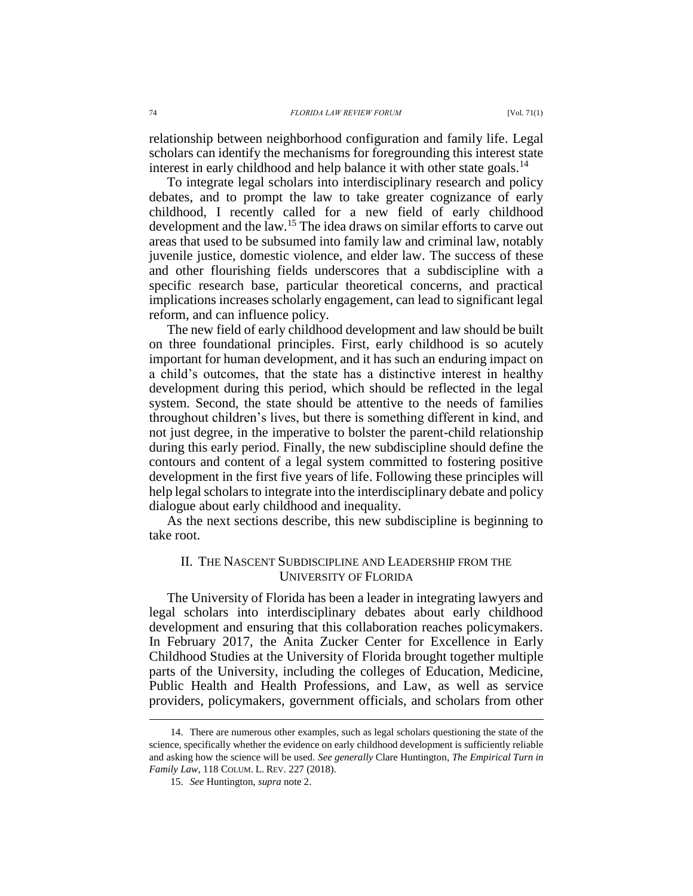relationship between neighborhood configuration and family life. Legal scholars can identify the mechanisms for foregrounding this interest state interest in early childhood and help balance it with other state goals.[14]

To integrate legal scholars into interdisciplinary research and policy debates, and to prompt the law to take greater cognizance of early childhood, I recently called for a new field of early childhood development and the law.[15] The idea draws on similar efforts to carve out areas that used to be subsumed into family law and criminal law, notably juvenile justice, domestic violence, and elder law. The success of these and other flourishing fields underscores that a subdiscipline with a specific research base, particular theoretical concerns, and practical implications increases scholarly engagement, can lead to significant legal reform, and can influence policy.

The new field of early childhood development and law should be built on three foundational principles. First, early childhood is so acutely important for human development, and it has such an enduring impact on a child's outcomes, that the state has a distinctive interest in healthy development during this period, which should be reflected in the legal system. Second, the state should be attentive to the needs of families throughout children's lives, but there is something different in kind, and not just degree, in the imperative to bolster the parent-child relationship during this early period. Finally, the new subdiscipline should define the contours and content of a legal system committed to fostering positive development in the first five years of life. Following these principles will help legal scholars to integrate into the interdisciplinary debate and policy dialogue about early childhood and inequality.

As the next sections describe, this new subdiscipline is beginning to take root.

## II. The Nascent Subdiscipline and Leadership from the University of Florida

The University of Florida has been a leader in integrating lawyers and legal scholars into interdisciplinary debates about early childhood development and ensuring that this collaboration reaches policymakers. In February 2017, the Anita Zucker Center for Excellence in Early Childhood Studies at the University of Florida brought together multiple parts of the University, including the colleges of Education, Medicine, Public Health and Health Professions, and Law, as well as service providers, policymakers, government officials, and scholars from other

---

14. There are numerous other examples, such as legal scholars questioning the state of the science, specifically whether the evidence on early childhood development is sufficiently reliable and asking how the science will be used. *See generally* Clare Huntington, *The Empirical Turn in Family Law*, 118 Colum. L. Rev. 227 (2018).

15. *See* Huntington, *supra* note 2.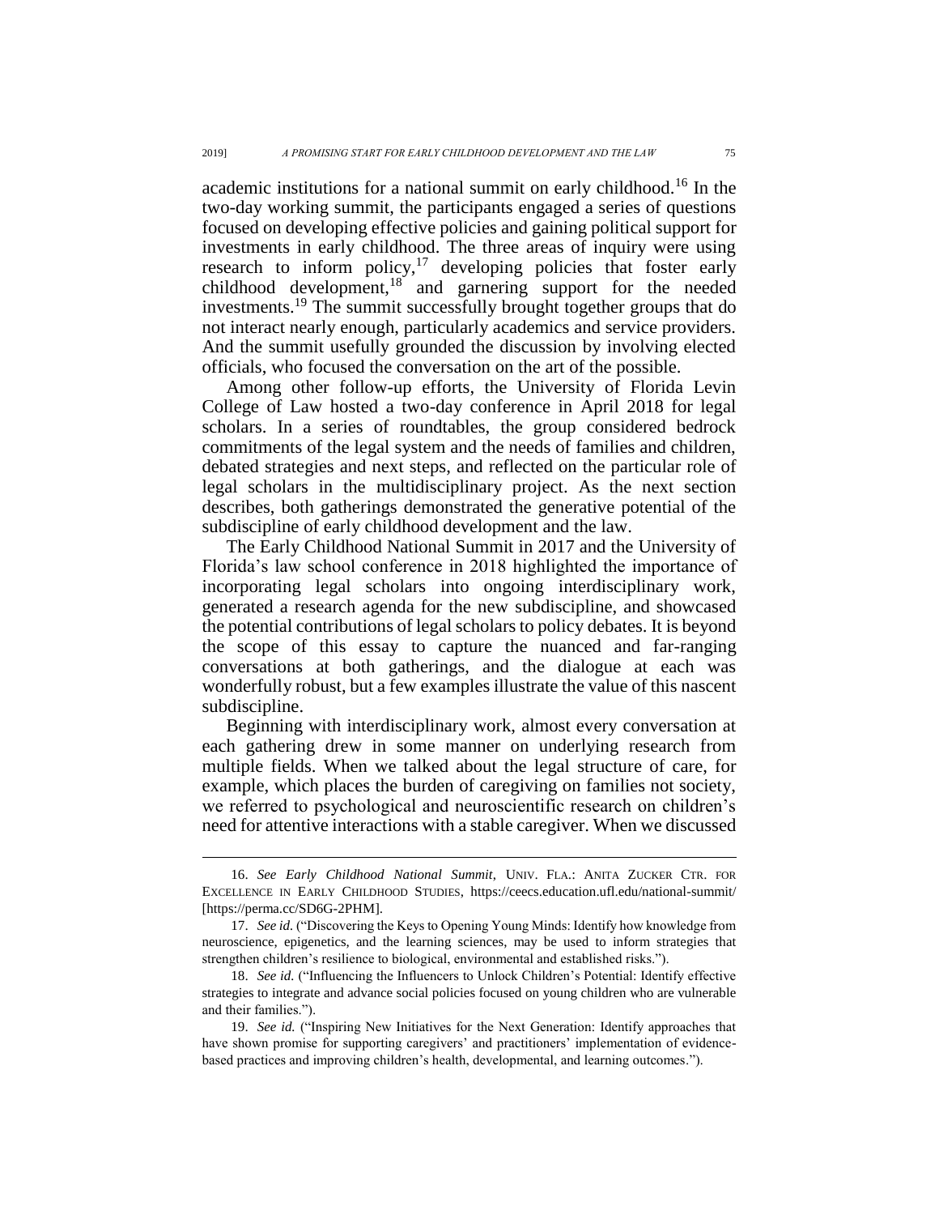academic institutions for a national summit on early childhood.[16] In the two-day working summit, the participants engaged a series of questions focused on developing effective policies and gaining political support for investments in early childhood. The three areas of inquiry were using research to inform policy,[17] developing policies that foster early childhood development,[18] and garnering support for the needed investments.[19] The summit successfully brought together groups that do not interact nearly enough, particularly academics and service providers. And the summit usefully grounded the discussion by involving elected officials, who focused the conversation on the art of the possible.

Among other follow-up efforts, the University of Florida Levin College of Law hosted a two-day conference in April 2018 for legal scholars. In a series of roundtables, the group considered bedrock commitments of the legal system and the needs of families and children, debated strategies and next steps, and reflected on the particular role of legal scholars in the multidisciplinary project. As the next section describes, both gatherings demonstrated the generative potential of the subdiscipline of early childhood development and the law.

The Early Childhood National Summit in 2017 and the University of Florida's law school conference in 2018 highlighted the importance of incorporating legal scholars into ongoing interdisciplinary work, generated a research agenda for the new subdiscipline, and showcased the potential contributions of legal scholars to policy debates. It is beyond the scope of this essay to capture the nuanced and far-ranging conversations at both gatherings, and the dialogue at each was wonderfully robust, but a few examples illustrate the value of this nascent subdiscipline.

Beginning with interdisciplinary work, almost every conversation at each gathering drew in some manner on underlying research from multiple fields. When we talked about the legal structure of care, for example, which places the burden of caregiving on families not society, we referred to psychological and neuroscientific research on children's need for attentive interactions with a stable caregiver. When we discussed

---

16. *See Early Childhood National Summit*, UNIV. FLA.: ANITA ZUCKER CTR. FOR EXCELLENCE IN EARLY CHILDHOOD STUDIES, https://ceecs.education.ufl.edu/national-summit/ [https://perma.cc/SD6G-2PHM].

17. *See id.* ("Discovering the Keys to Opening Young Minds: Identify how knowledge from neuroscience, epigenetics, and the learning sciences, may be used to inform strategies that strengthen children's resilience to biological, environmental and established risks.").

18. *See id.* ("Influencing the Influencers to Unlock Children's Potential: Identify effective strategies to integrate and advance social policies focused on young children who are vulnerable and their families.").

19. *See id.* ("Inspiring New Initiatives for the Next Generation: Identify approaches that have shown promise for supporting caregivers' and practitioners' implementation of evidence-based practices and improving children's health, developmental, and learning outcomes.").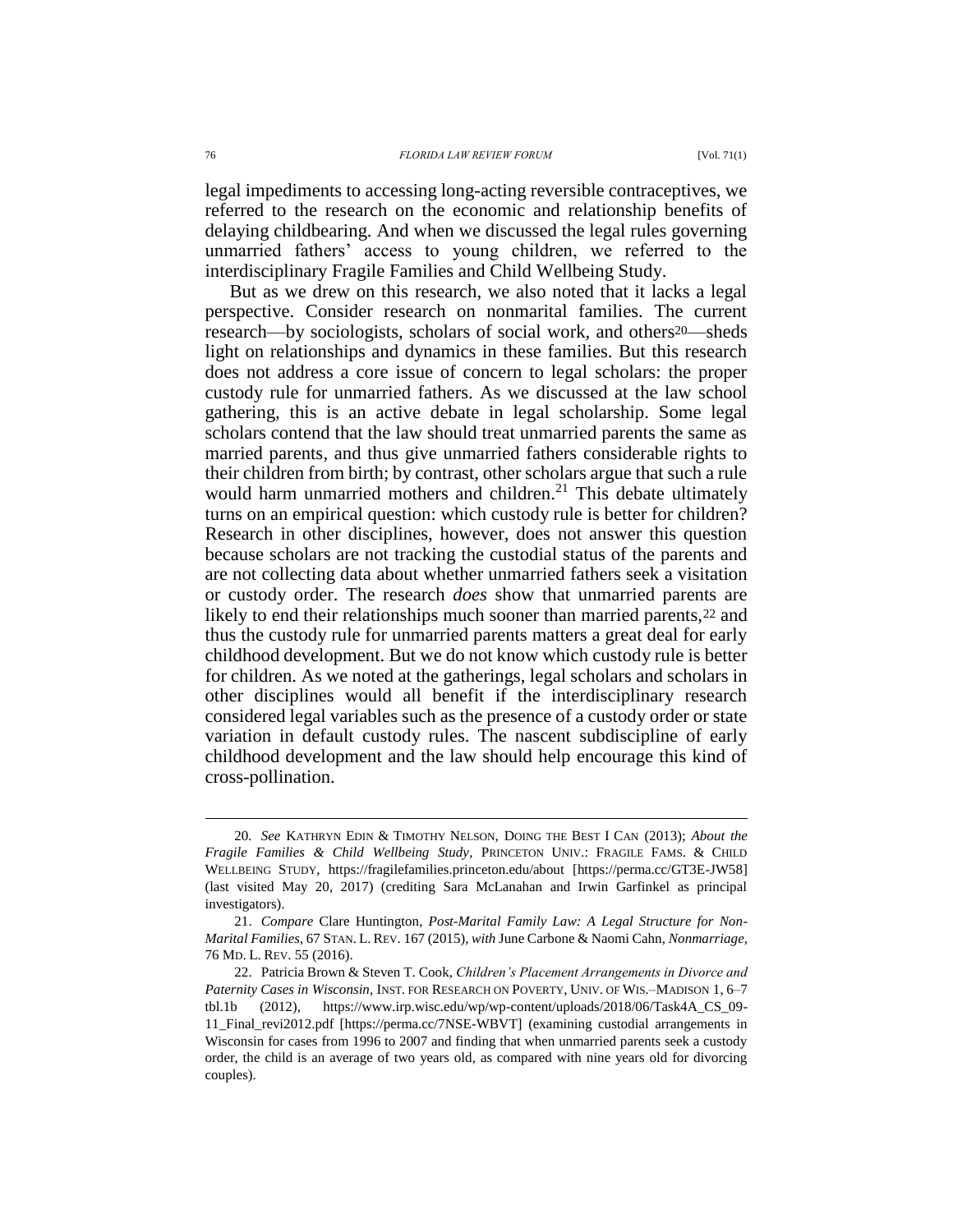legal impediments to accessing long-acting reversible contraceptives, we referred to the research on the economic and relationship benefits of delaying childbearing. And when we discussed the legal rules governing unmarried fathers' access to young children, we referred to the interdisciplinary Fragile Families and Child Wellbeing Study.

But as we drew on this research, we also noted that it lacks a legal perspective. Consider research on nonmarital families. The current research—by sociologists, scholars of social work, and others[20]—sheds light on relationships and dynamics in these families. But this research does not address a core issue of concern to legal scholars: the proper custody rule for unmarried fathers. As we discussed at the law school gathering, this is an active debate in legal scholarship. Some legal scholars contend that the law should treat unmarried parents the same as married parents, and thus give unmarried fathers considerable rights to their children from birth; by contrast, other scholars argue that such a rule would harm unmarried mothers and children.[21] This debate ultimately turns on an empirical question: which custody rule is better for children? Research in other disciplines, however, does not answer this question because scholars are not tracking the custodial status of the parents and are not collecting data about whether unmarried fathers seek a visitation or custody order. The research *does* show that unmarried parents are likely to end their relationships much sooner than married parents,[22] and thus the custody rule for unmarried parents matters a great deal for early childhood development. But we do not know which custody rule is better for children. As we noted at the gatherings, legal scholars and scholars in other disciplines would all benefit if the interdisciplinary research considered legal variables such as the presence of a custody order or state variation in default custody rules. The nascent subdiscipline of early childhood development and the law should help encourage this kind of cross-pollination.

---

20. *See* KATHRYN EDIN & TIMOTHY NELSON, DOING THE BEST I CAN (2013); *About the Fragile Families & Child Wellbeing Study*, PRINCETON UNIV.: FRAGILE FAMS. & CHILD WELLBEING STUDY, https://fragilefamilies.princeton.edu/about [https://perma.cc/GT3E-JW58] (last visited May 20, 2017) (crediting Sara McLanahan and Irwin Garfinkel as principal investigators).

21. *Compare* Clare Huntington, *Post-Marital Family Law: A Legal Structure for Non-Marital Families*, 67 STAN. L. REV. 167 (2015), *with* June Carbone & Naomi Cahn, *Nonmarriage*, 76 MD. L. REV. 55 (2016).

22. Patricia Brown & Steven T. Cook, *Children's Placement Arrangements in Divorce and Paternity Cases in Wisconsin*, INST. FOR RESEARCH ON POVERTY, UNIV. OF WIS.–MADISON 1, 6–7 tbl.1b (2012), https://www.irp.wisc.edu/wp/wp-content/uploads/2018/06/Task4A_CS_09-11_Final_revi2012.pdf [https://perma.cc/7NSE-WBVT] (examining custodial arrangements in Wisconsin for cases from 1996 to 2007 and finding that when unmarried parents seek a custody order, the child is an average of two years old, as compared with nine years old for divorcing couples).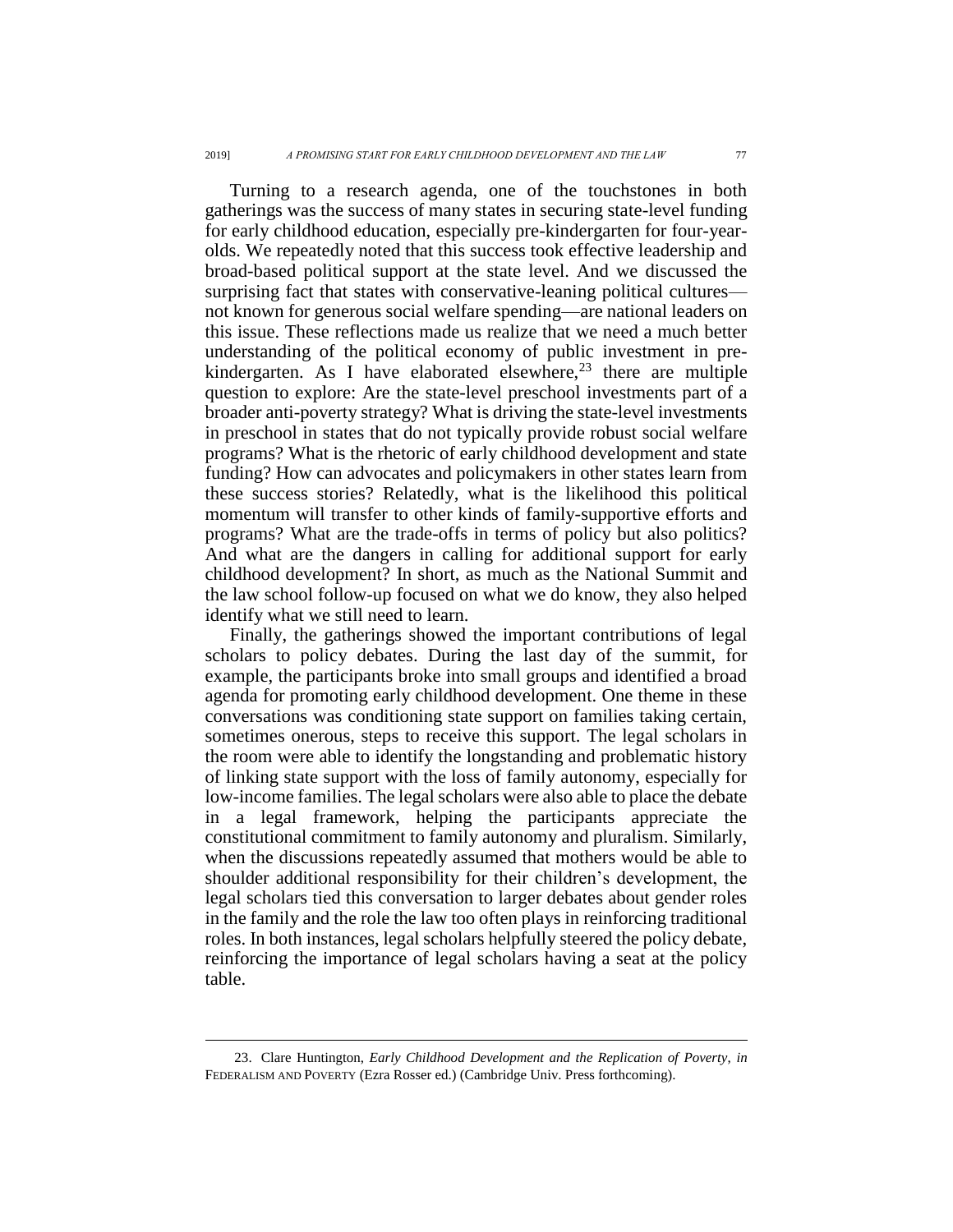Turning to a research agenda, one of the touchstones in both gatherings was the success of many states in securing state-level funding for early childhood education, especially pre-kindergarten for four-year-olds. We repeatedly noted that this success took effective leadership and broad-based political support at the state level. And we discussed the surprising fact that states with conservative-leaning political cultures—not known for generous social welfare spending—are national leaders on this issue. These reflections made us realize that we need a much better understanding of the political economy of public investment in pre-kindergarten. As I have elaborated elsewhere,[23] there are multiple question to explore: Are the state-level preschool investments part of a broader anti-poverty strategy? What is driving the state-level investments in preschool in states that do not typically provide robust social welfare programs? What is the rhetoric of early childhood development and state funding? How can advocates and policymakers in other states learn from these success stories? Relatedly, what is the likelihood this political momentum will transfer to other kinds of family-supportive efforts and programs? What are the trade-offs in terms of policy but also politics? And what are the dangers in calling for additional support for early childhood development? In short, as much as the National Summit and the law school follow-up focused on what we do know, they also helped identify what we still need to learn.

Finally, the gatherings showed the important contributions of legal scholars to policy debates. During the last day of the summit, for example, the participants broke into small groups and identified a broad agenda for promoting early childhood development. One theme in these conversations was conditioning state support on families taking certain, sometimes onerous, steps to receive this support. The legal scholars in the room were able to identify the longstanding and problematic history of linking state support with the loss of family autonomy, especially for low-income families. The legal scholars were also able to place the debate in a legal framework, helping the participants appreciate the constitutional commitment to family autonomy and pluralism. Similarly, when the discussions repeatedly assumed that mothers would be able to shoulder additional responsibility for their children's development, the legal scholars tied this conversation to larger debates about gender roles in the family and the role the law too often plays in reinforcing traditional roles. In both instances, legal scholars helpfully steered the policy debate, reinforcing the importance of legal scholars having a seat at the policy table.

---

23. Clare Huntington, *Early Childhood Development and the Replication of Poverty*, *in* FEDERALISM AND POVERTY (Ezra Rosser ed.) (Cambridge Univ. Press forthcoming).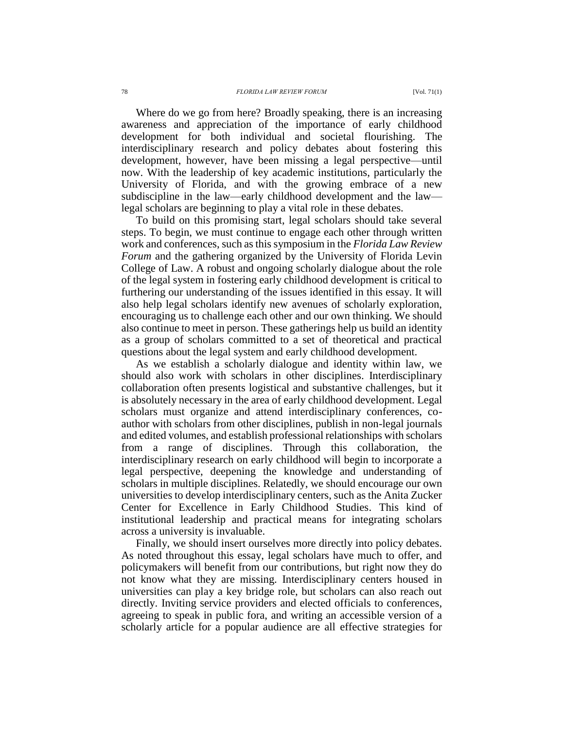Where do we go from here? Broadly speaking, there is an increasing awareness and appreciation of the importance of early childhood development for both individual and societal flourishing. The interdisciplinary research and policy debates about fostering this development, however, have been missing a legal perspective—until now. With the leadership of key academic institutions, particularly the University of Florida, and with the growing embrace of a new subdiscipline in the law—early childhood development and the law—legal scholars are beginning to play a vital role in these debates.

To build on this promising start, legal scholars should take several steps. To begin, we must continue to engage each other through written work and conferences, such as this symposium in the *Florida Law Review Forum* and the gathering organized by the University of Florida Levin College of Law. A robust and ongoing scholarly dialogue about the role of the legal system in fostering early childhood development is critical to furthering our understanding of the issues identified in this essay. It will also help legal scholars identify new avenues of scholarly exploration, encouraging us to challenge each other and our own thinking. We should also continue to meet in person. These gatherings help us build an identity as a group of scholars committed to a set of theoretical and practical questions about the legal system and early childhood development.

As we establish a scholarly dialogue and identity within law, we should also work with scholars in other disciplines. Interdisciplinary collaboration often presents logistical and substantive challenges, but it is absolutely necessary in the area of early childhood development. Legal scholars must organize and attend interdisciplinary conferences, co-author with scholars from other disciplines, publish in non-legal journals and edited volumes, and establish professional relationships with scholars from a range of disciplines. Through this collaboration, the interdisciplinary research on early childhood will begin to incorporate a legal perspective, deepening the knowledge and understanding of scholars in multiple disciplines. Relatedly, we should encourage our own universities to develop interdisciplinary centers, such as the Anita Zucker Center for Excellence in Early Childhood Studies. This kind of institutional leadership and practical means for integrating scholars across a university is invaluable.

Finally, we should insert ourselves more directly into policy debates. As noted throughout this essay, legal scholars have much to offer, and policymakers will benefit from our contributions, but right now they do not know what they are missing. Interdisciplinary centers housed in universities can play a key bridge role, but scholars can also reach out directly. Inviting service providers and elected officials to conferences, agreeing to speak in public fora, and writing an accessible version of a scholarly article for a popular audience are all effective strategies for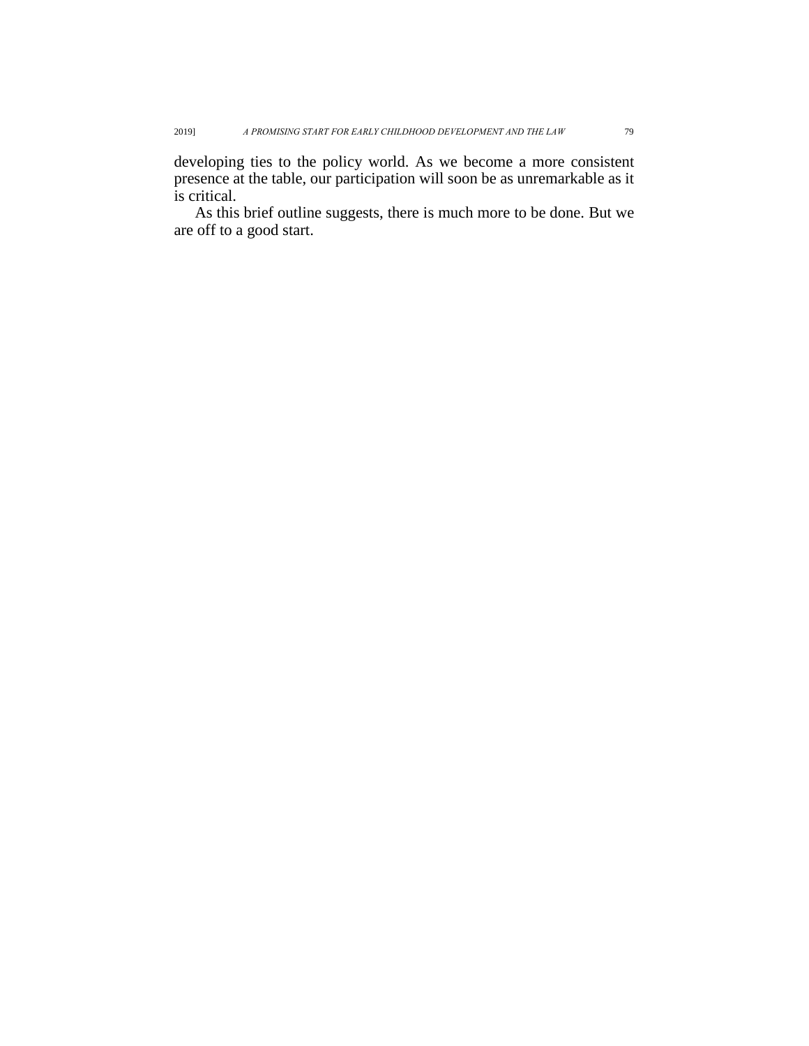developing ties to the policy world. As we become a more consistent presence at the table, our participation will soon be as unremarkable as it is critical.

As this brief outline suggests, there is much more to be done. But we are off to a good start.